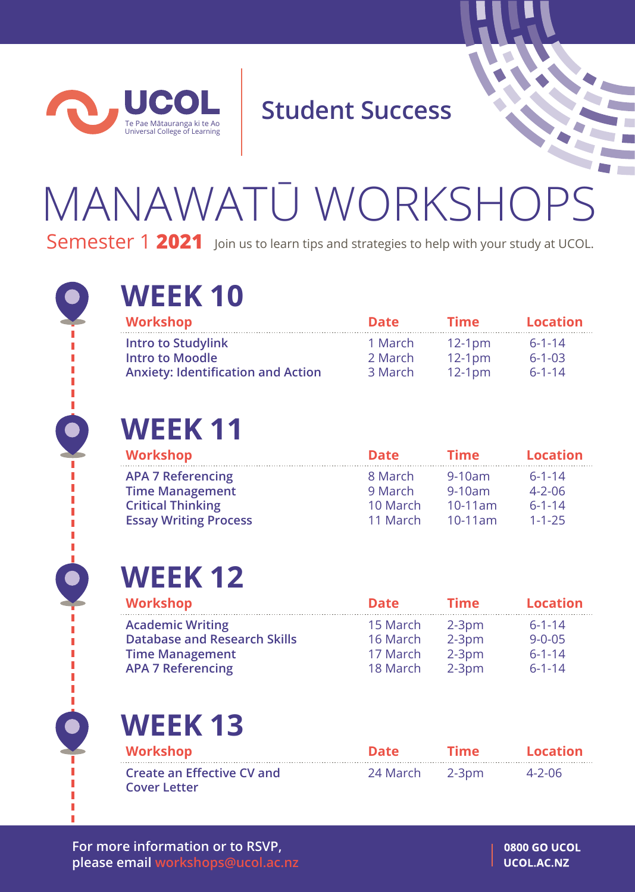UCOL

Te Pae Mātauranga ki te Ao
Universal College of Learning

Student Success

# MANAWATŪ WORKSHOPS

Semester 1 **2021** Join us to learn tips and strategies to help with your study at UCOL.

## WEEK 10

| Workshop | Date | Time | Location |
|---|---|---|---|
| Intro to Studylink | 1 March | 12-1pm | 6-1-14 |
| Intro to Moodle | 2 March | 12-1pm | 6-1-03 |
| Anxiety: Identification and Action | 3 March | 12-1pm | 6-1-14 |

## WEEK 11

| Workshop | Date | Time | Location |
|---|---|---|---|
| APA 7 Referencing | 8 March | 9-10am | 6-1-14 |
| Time Management | 9 March | 9-10am | 4-2-06 |
| Critical Thinking | 10 March | 10-11am | 6-1-14 |
| Essay Writing Process | 11 March | 10-11am | 1-1-25 |

## WEEK 12

| Workshop | Date | Time | Location |
|---|---|---|---|
| Academic Writing | 15 March | 2-3pm | 6-1-14 |
| Database and Research Skills | 16 March | 2-3pm | 9-0-05 |
| Time Management | 17 March | 2-3pm | 6-1-14 |
| APA 7 Referencing | 18 March | 2-3pm | 6-1-14 |

## WEEK 13

| Workshop | Date | Time | Location |
|---|---|---|---|
| Create an Effective CV and Cover Letter | 24 March | 2-3pm | 4-2-06 |

For more information or to RSVP, please email workshops@ucol.ac.nz

**0800 GO UCOL**
**UCOL.AC.NZ**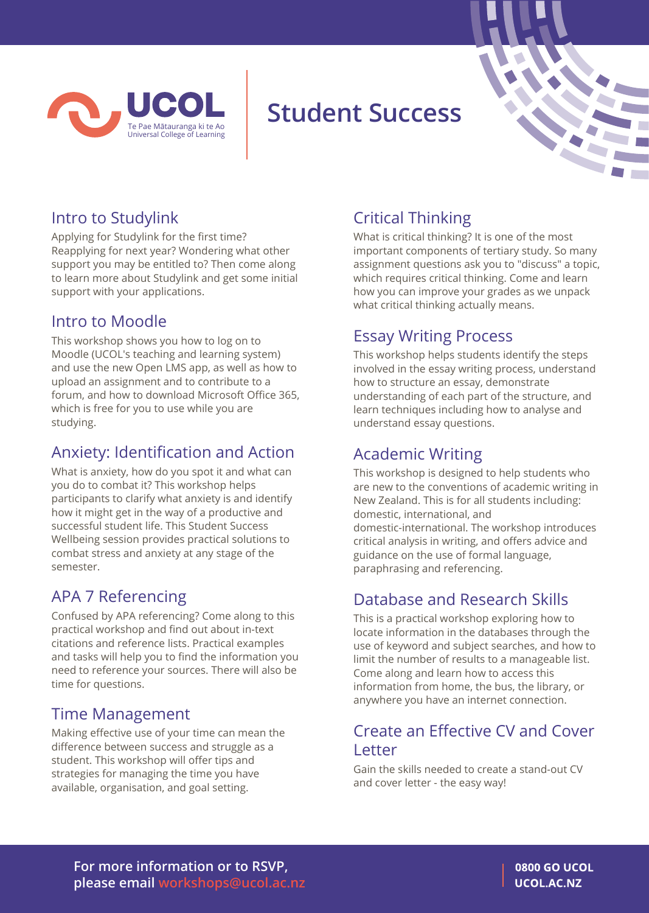UCOL

Te Pae Mātauranga ki te Ao
Universal College of Learning

# Student Success

## Intro to Studylink

Applying for Studylink for the first time? Reapplying for next year? Wondering what other support you may be entitled to? Then come along to learn more about Studylink and get some initial support with your applications.

## Intro to Moodle

This workshop shows you how to log on to Moodle (UCOL's teaching and learning system) and use the new Open LMS app, as well as how to upload an assignment and to contribute to a forum, and how to download Microsoft Office 365, which is free for you to use while you are studying.

## Anxiety: Identification and Action

What is anxiety, how do you spot it and what can you do to combat it? This workshop helps participants to clarify what anxiety is and identify how it might get in the way of a productive and successful student life. This Student Success Wellbeing session provides practical solutions to combat stress and anxiety at any stage of the semester.

## APA 7 Referencing

Confused by APA referencing? Come along to this practical workshop and find out about in-text citations and reference lists. Practical examples and tasks will help you to find the information you need to reference your sources. There will also be time for questions.

## Time Management

Making effective use of your time can mean the difference between success and struggle as a student. This workshop will offer tips and strategies for managing the time you have available, organisation, and goal setting.

## Critical Thinking

What is critical thinking? It is one of the most important components of tertiary study. So many assignment questions ask you to "discuss" a topic, which requires critical thinking. Come and learn how you can improve your grades as we unpack what critical thinking actually means.

## Essay Writing Process

This workshop helps students identify the steps involved in the essay writing process, understand how to structure an essay, demonstrate understanding of each part of the structure, and learn techniques including how to analyse and understand essay questions.

## Academic Writing

This workshop is designed to help students who are new to the conventions of academic writing in New Zealand. This is for all students including: domestic, international, and domestic-international. The workshop introduces critical analysis in writing, and offers advice and guidance on the use of formal language, paraphrasing and referencing.

## Database and Research Skills

This is a practical workshop exploring how to locate information in the databases through the use of keyword and subject searches, and how to limit the number of results to a manageable list. Come along and learn how to access this information from home, the bus, the library, or anywhere you have an internet connection.

## Create an Effective CV and Cover Letter

Gain the skills needed to create a stand-out CV and cover letter - the easy way!

For more information or to RSVP, please email workshops@ucol.ac.nz

**0800 GO UCOL**
**UCOL.AC.NZ**